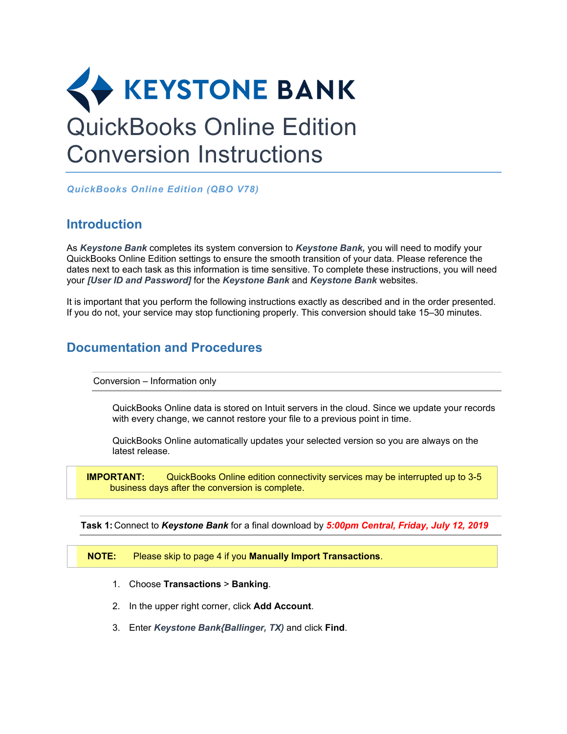# KEYSTONE BANK

# QuickBooks Online Edition Conversion Instructions

***QuickBooks Online Edition (QBO V78)***

## Introduction

As ***Keystone Bank*** completes its system conversion to ***Keystone Bank,*** you will need to modify your QuickBooks Online Edition settings to ensure the smooth transition of your data. Please reference the dates next to each task as this information is time sensitive. To complete these instructions, you will need your ***[User ID and Password]*** for the ***Keystone Bank*** and ***Keystone Bank*** websites.

It is important that you perform the following instructions exactly as described and in the order presented. If you do not, your service may stop functioning properly. This conversion should take 15–30 minutes.

## Documentation and Procedures

### Conversion – Information only

QuickBooks Online data is stored on Intuit servers in the cloud. Since we update your records with every change, we cannot restore your file to a previous point in time.

QuickBooks Online automatically updates your selected version so you are always on the latest release.

> **IMPORTANT:** QuickBooks Online edition connectivity services may be interrupted up to 3-5 business days after the conversion is complete.

### **Task 1:** Connect to ***Keystone Bank*** for a final download by ***5:00pm Central, Friday, July 12, 2019***

> **NOTE:** Please skip to page 4 if you **Manually Import Transactions**.

1. Choose **Transactions** > **Banking**.
2. In the upper right corner, click **Add Account**.
3. Enter ***Keystone Bank{Ballinger, TX)*** and click **Find**.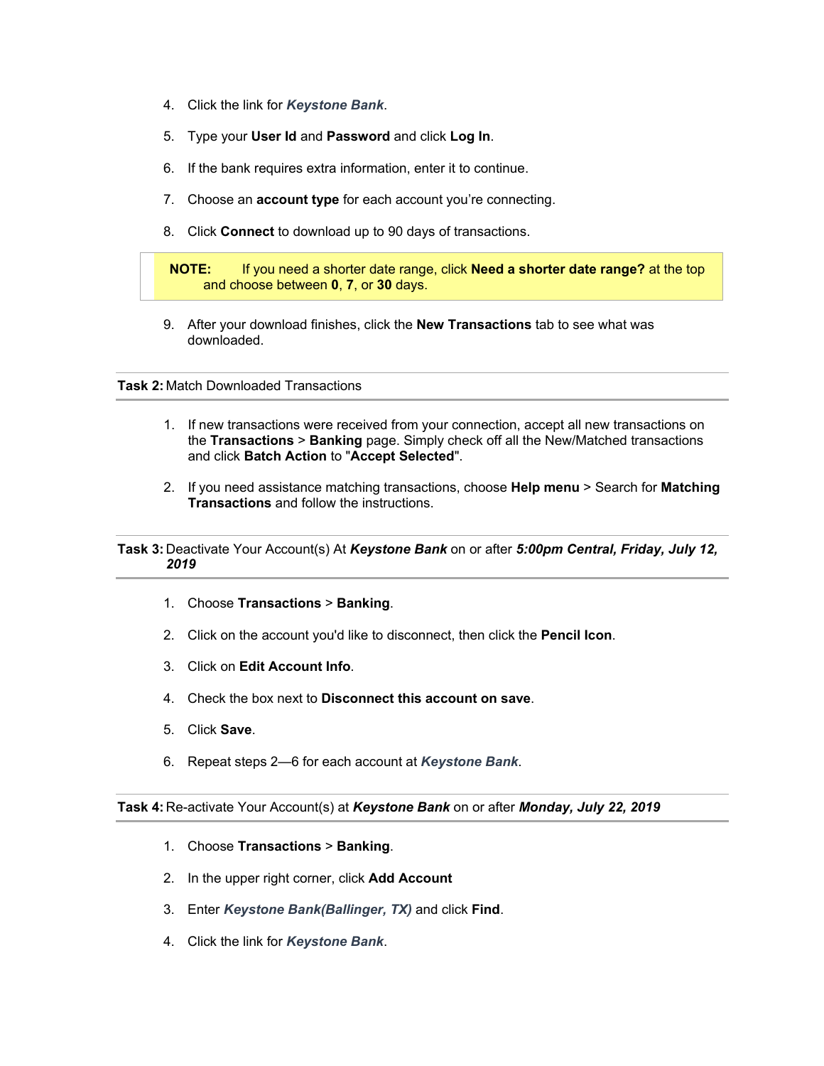4. Click the link for ***Keystone Bank***.

5. Type your **User Id** and **Password** and click **Log In**.

6. If the bank requires extra information, enter it to continue.

7. Choose an **account type** for each account you're connecting.

8. Click **Connect** to download up to 90 days of transactions.

> **NOTE:** If you need a shorter date range, click **Need a shorter date range?** at the top and choose between **0**, **7**, or **30** days.

9. After your download finishes, click the **New Transactions** tab to see what was downloaded.

---

**Task 2:** Match Downloaded Transactions

---

1. If new transactions were received from your connection, accept all new transactions on the **Transactions** > **Banking** page. Simply check off all the New/Matched transactions and click **Batch Action** to "**Accept Selected**".

2. If you need assistance matching transactions, choose **Help menu** > Search for **Matching Transactions** and follow the instructions.

---

**Task 3:** Deactivate Your Account(s) At ***Keystone Bank*** on or after ***5:00pm Central, Friday, July 12, 2019***

---

1. Choose **Transactions** > **Banking**.

2. Click on the account you'd like to disconnect, then click the **Pencil Icon**.

3. Click on **Edit Account Info**.

4. Check the box next to **Disconnect this account on save**.

5. Click **Save**.

6. Repeat steps 2—6 for each account at ***Keystone Bank***.

---

**Task 4:** Re-activate Your Account(s) at ***Keystone Bank*** on or after ***Monday, July 22, 2019***

---

1. Choose **Transactions** > **Banking**.

2. In the upper right corner, click **Add Account**

3. Enter ***Keystone Bank(Ballinger, TX)*** and click **Find**.

4. Click the link for ***Keystone Bank***.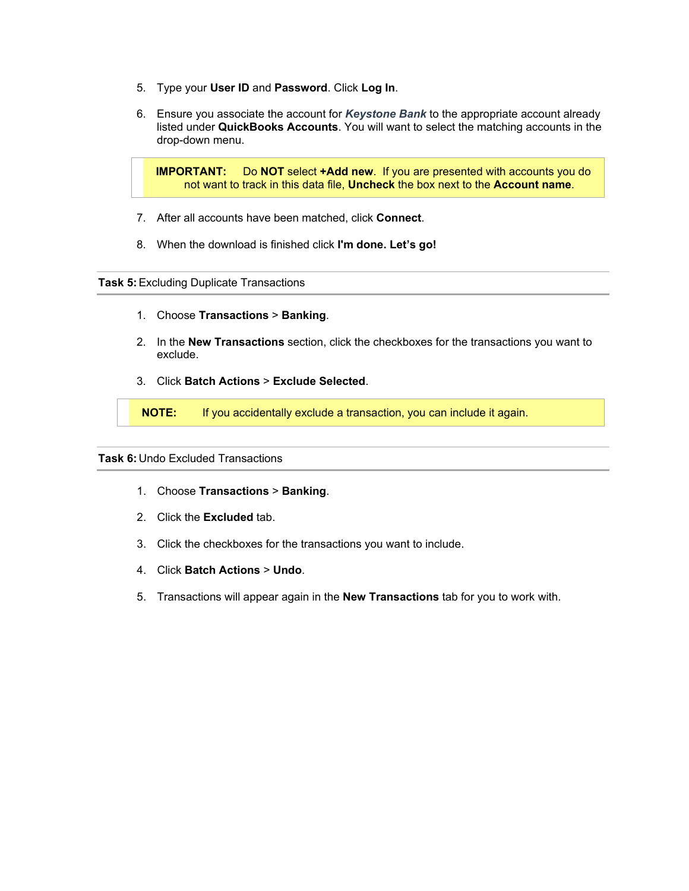5. Type your **User ID** and **Password**. Click **Log In**.

6. Ensure you associate the account for ***Keystone Bank*** to the appropriate account already listed under **QuickBooks Accounts**. You will want to select the matching accounts in the drop-down menu.

> **IMPORTANT:** Do **NOT** select **+Add new**. If you are presented with accounts you do not want to track in this data file, **Uncheck** the box next to the **Account name**.

7. After all accounts have been matched, click **Connect**.

8. When the download is finished click **I'm done. Let's go!**

---

**Task 5:** Excluding Duplicate Transactions

---

1. Choose **Transactions** > **Banking**.

2. In the **New Transactions** section, click the checkboxes for the transactions you want to exclude.

3. Click **Batch Actions** > **Exclude Selected**.

> **NOTE:** If you accidentally exclude a transaction, you can include it again.

---

**Task 6:** Undo Excluded Transactions

---

1. Choose **Transactions** > **Banking**.

2. Click the **Excluded** tab.

3. Click the checkboxes for the transactions you want to include.

4. Click **Batch Actions** > **Undo**.

5. Transactions will appear again in the **New Transactions** tab for you to work with.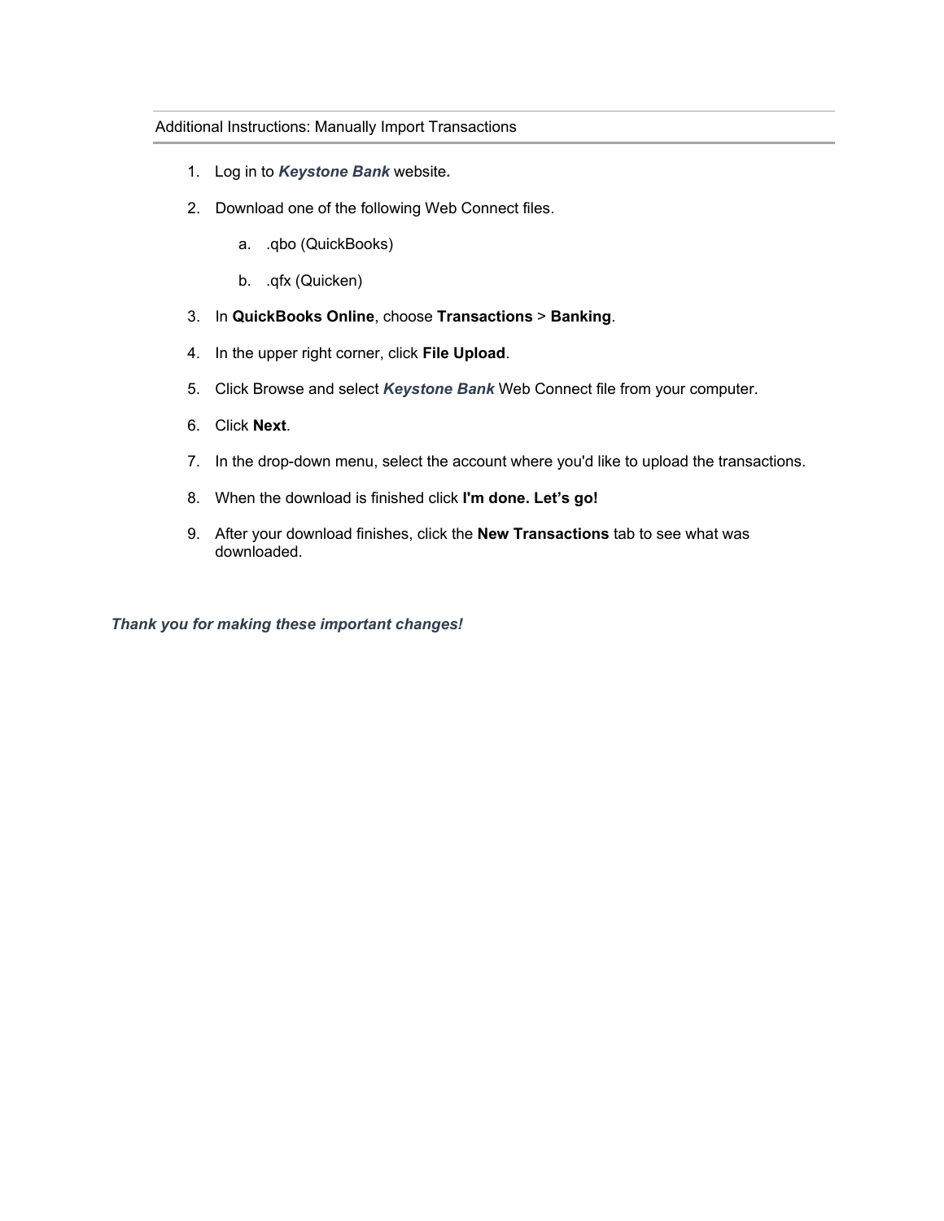## Additional Instructions: Manually Import Transactions

1. Log in to ***Keystone Bank*** website***.***
2. Download one of the following Web Connect files.
    a. .qbo (QuickBooks)
    b. .qfx (Quicken)
3. In **QuickBooks Online**, choose **Transactions** > **Banking**.
4. In the upper right corner, click **File Upload**.
5. Click Browse and select ***Keystone Bank*** Web Connect file from your computer.
6. Click **Next**.
7. In the drop-down menu, select the account where you'd like to upload the transactions.
8. When the download is finished click **I'm done. Let's go!**
9. After your download finishes, click the **New Transactions** tab to see what was downloaded.

***Thank you for making these important changes!***